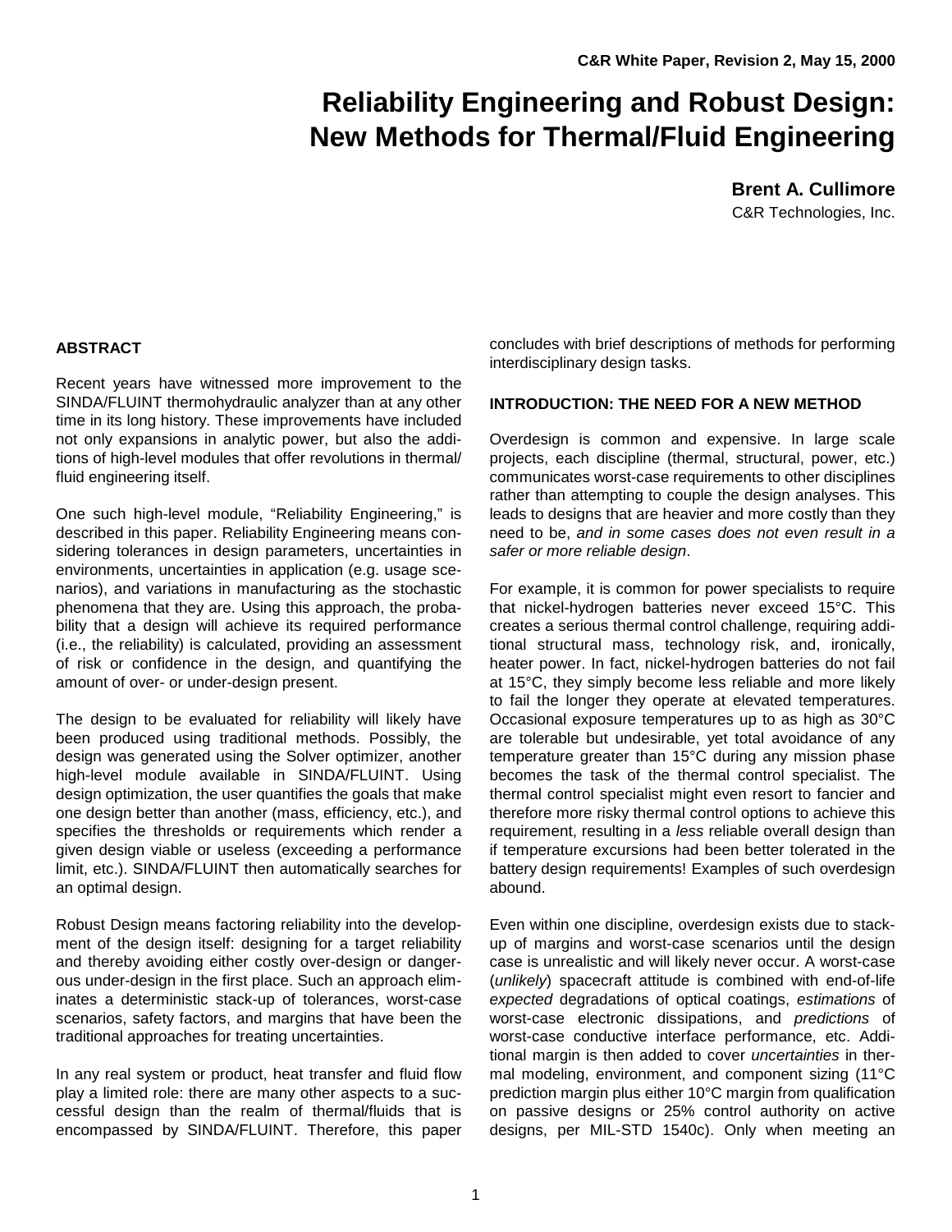C&R White Paper, Revision 2, May 15, 2000

# Reliability Engineering and Robust Design: New Methods for Thermal/Fluid Engineering

**Brent A. Cullimore**

C&R Technologies, Inc.

## ABSTRACT

Recent years have witnessed more improvement to the SINDA/FLUINT thermohydraulic analyzer than at any other time in its long history. These improvements have included not only expansions in analytic power, but also the additions of high-level modules that offer revolutions in thermal/fluid engineering itself.

One such high-level module, "Reliability Engineering," is described in this paper. Reliability Engineering means considering tolerances in design parameters, uncertainties in environments, uncertainties in application (e.g. usage scenarios), and variations in manufacturing as the stochastic phenomena that they are. Using this approach, the probability that a design will achieve its required performance (i.e., the reliability) is calculated, providing an assessment of risk or confidence in the design, and quantifying the amount of over- or under-design present.

The design to be evaluated for reliability will likely have been produced using traditional methods. Possibly, the design was generated using the Solver optimizer, another high-level module available in SINDA/FLUINT. Using design optimization, the user quantifies the goals that make one design better than another (mass, efficiency, etc.), and specifies the thresholds or requirements which render a given design viable or useless (exceeding a performance limit, etc.). SINDA/FLUINT then automatically searches for an optimal design.

Robust Design means factoring reliability into the development of the design itself: designing for a target reliability and thereby avoiding either costly over-design or dangerous under-design in the first place. Such an approach eliminates a deterministic stack-up of tolerances, worst-case scenarios, safety factors, and margins that have been the traditional approaches for treating uncertainties.

In any real system or product, heat transfer and fluid flow play a limited role: there are many other aspects to a successful design than the realm of thermal/fluids that is encompassed by SINDA/FLUINT. Therefore, this paper concludes with brief descriptions of methods for performing interdisciplinary design tasks.

## INTRODUCTION: THE NEED FOR A NEW METHOD

Overdesign is common and expensive. In large scale projects, each discipline (thermal, structural, power, etc.) communicates worst-case requirements to other disciplines rather than attempting to couple the design analyses. This leads to designs that are heavier and more costly than they need to be, *and in some cases does not even result in a safer or more reliable design*.

For example, it is common for power specialists to require that nickel-hydrogen batteries never exceed 15°C. This creates a serious thermal control challenge, requiring additional structural mass, technology risk, and, ironically, heater power. In fact, nickel-hydrogen batteries do not fail at 15°C, they simply become less reliable and more likely to fail the longer they operate at elevated temperatures. Occasional exposure temperatures up to as high as 30°C are tolerable but undesirable, yet total avoidance of any temperature greater than 15°C during any mission phase becomes the task of the thermal control specialist. The thermal control specialist might even resort to fancier and therefore more risky thermal control options to achieve this requirement, resulting in a *less* reliable overall design than if temperature excursions had been better tolerated in the battery design requirements! Examples of such overdesign abound.

Even within one discipline, overdesign exists due to stack-up of margins and worst-case scenarios until the design case is unrealistic and will likely never occur. A worst-case (*unlikely*) spacecraft attitude is combined with end-of-life *expected* degradations of optical coatings, *estimations* of worst-case electronic dissipations, and *predictions* of worst-case conductive interface performance, etc. Additional margin is then added to cover *uncertainties* in thermal modeling, environment, and component sizing (11°C prediction margin plus either 10°C margin from qualification on passive designs or 25% control authority on active designs, per MIL-STD 1540c). Only when meeting an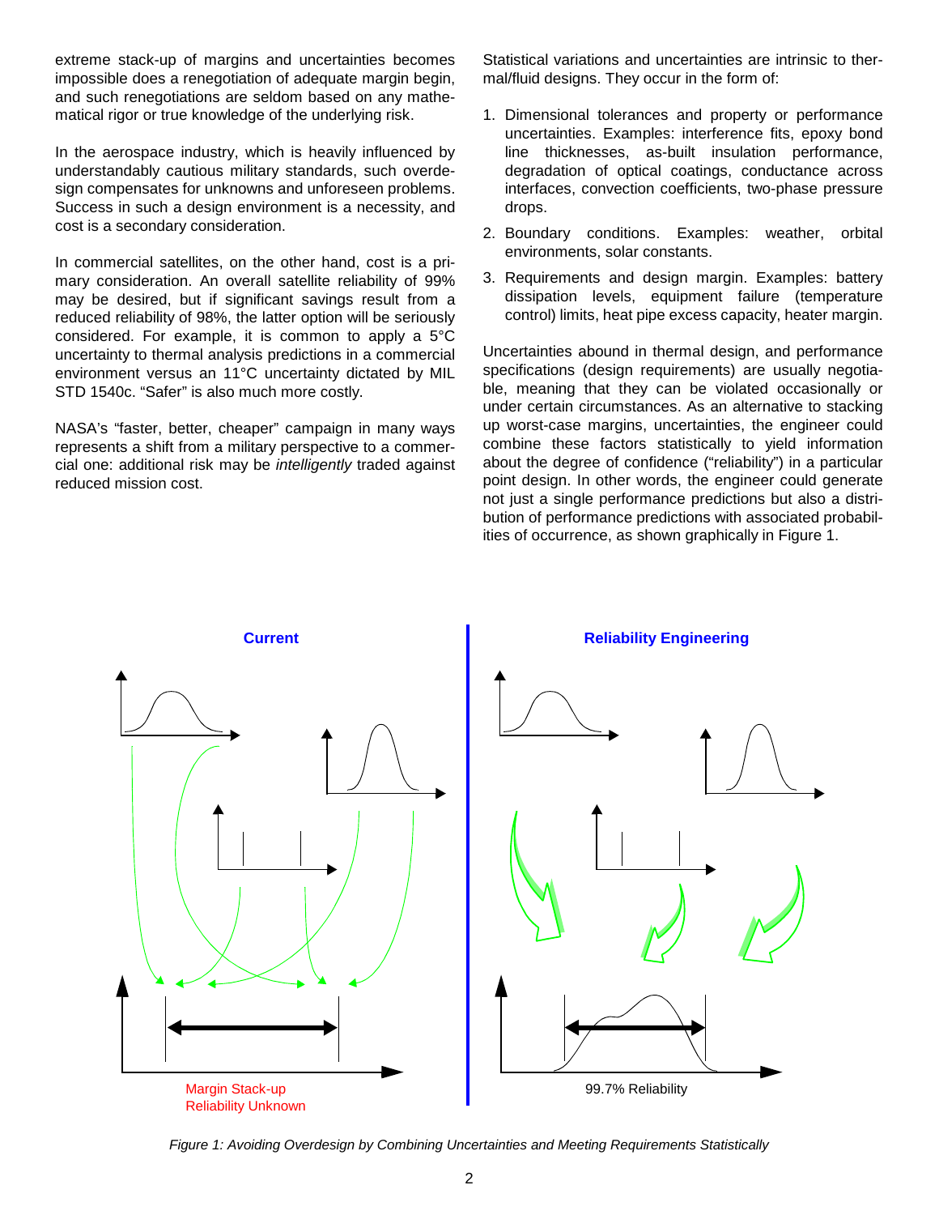extreme stack-up of margins and uncertainties becomes impossible does a renegotiation of adequate margin begin, and such renegotiations are seldom based on any mathematical rigor or true knowledge of the underlying risk.

In the aerospace industry, which is heavily influenced by understandably cautious military standards, such overdesign compensates for unknowns and unforeseen problems. Success in such a design environment is a necessity, and cost is a secondary consideration.

In commercial satellites, on the other hand, cost is a primary consideration. An overall satellite reliability of 99% may be desired, but if significant savings result from a reduced reliability of 98%, the latter option will be seriously considered. For example, it is common to apply a 5°C uncertainty to thermal analysis predictions in a commercial environment versus an 11°C uncertainty dictated by MIL STD 1540c. "Safer" is also much more costly.

NASA's "faster, better, cheaper" campaign in many ways represents a shift from a military perspective to a commercial one: additional risk may be *intelligently* traded against reduced mission cost.

Statistical variations and uncertainties are intrinsic to thermal/fluid designs. They occur in the form of:

1. Dimensional tolerances and property or performance uncertainties. Examples: interference fits, epoxy bond line thicknesses, as-built insulation performance, degradation of optical coatings, conductance across interfaces, convection coefficients, two-phase pressure drops.
2. Boundary conditions. Examples: weather, orbital environments, solar constants.
3. Requirements and design margin. Examples: battery dissipation levels, equipment failure (temperature control) limits, heat pipe excess capacity, heater margin.

Uncertainties abound in thermal design, and performance specifications (design requirements) are usually negotiable, meaning that they can be violated occasionally or under certain circumstances. As an alternative to stacking up worst-case margins, uncertainties, the engineer could combine these factors statistically to yield information about the degree of confidence ("reliability") in a particular point design. In other words, the engineer could generate not just a single performance predictions but also a distribution of performance predictions with associated probabilities of occurrence, as shown graphically in Figure 1.

*Figure 1: Avoiding Overdesign by Combining Uncertainties and Meeting Requirements Statistically*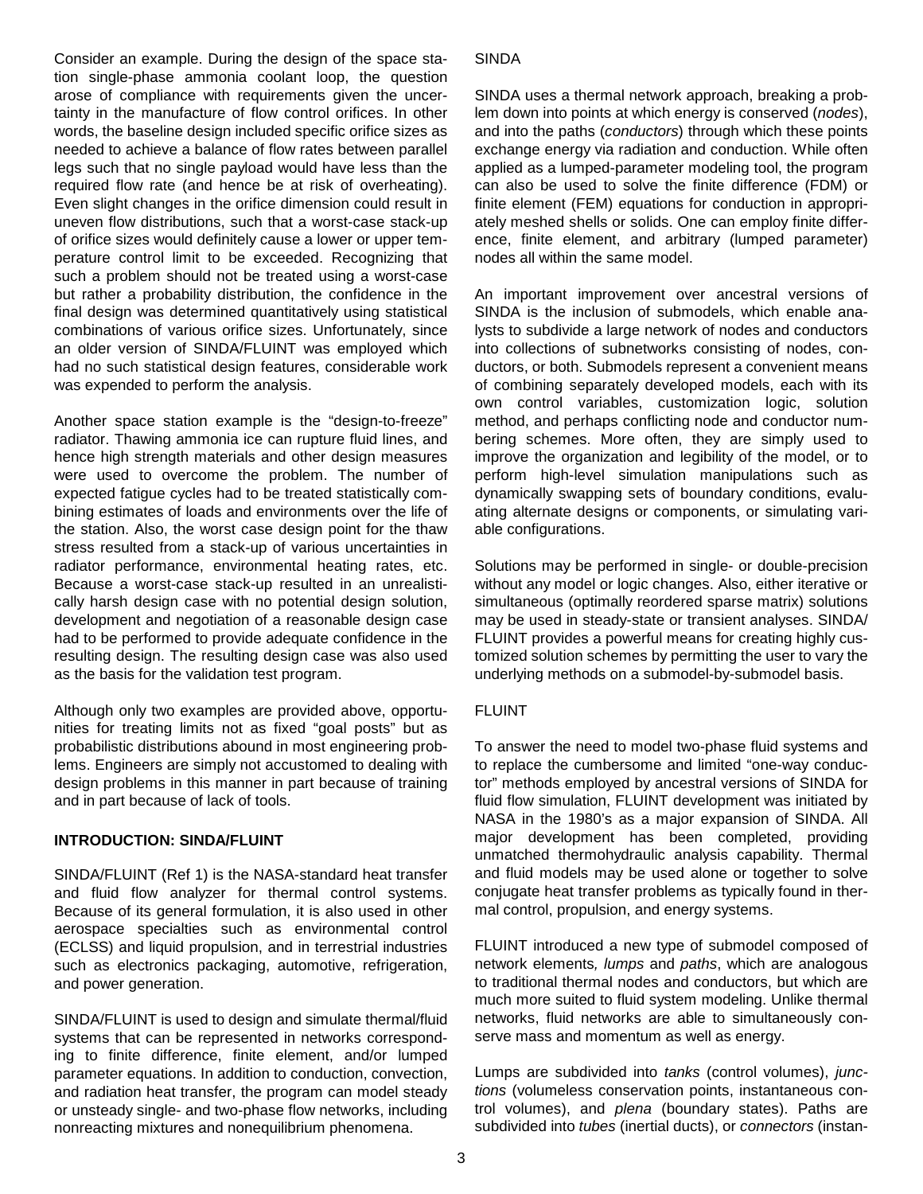Consider an example. During the design of the space station single-phase ammonia coolant loop, the question arose of compliance with requirements given the uncertainty in the manufacture of flow control orifices. In other words, the baseline design included specific orifice sizes as needed to achieve a balance of flow rates between parallel legs such that no single payload would have less than the required flow rate (and hence be at risk of overheating). Even slight changes in the orifice dimension could result in uneven flow distributions, such that a worst-case stack-up of orifice sizes would definitely cause a lower or upper temperature control limit to be exceeded. Recognizing that such a problem should not be treated using a worst-case but rather a probability distribution, the confidence in the final design was determined quantitatively using statistical combinations of various orifice sizes. Unfortunately, since an older version of SINDA/FLUINT was employed which had no such statistical design features, considerable work was expended to perform the analysis.

Another space station example is the "design-to-freeze" radiator. Thawing ammonia ice can rupture fluid lines, and hence high strength materials and other design measures were used to overcome the problem. The number of expected fatigue cycles had to be treated statistically combining estimates of loads and environments over the life of the station. Also, the worst case design point for the thaw stress resulted from a stack-up of various uncertainties in radiator performance, environmental heating rates, etc. Because a worst-case stack-up resulted in an unrealistically harsh design case with no potential design solution, development and negotiation of a reasonable design case had to be performed to provide adequate confidence in the resulting design. The resulting design case was also used as the basis for the validation test program.

Although only two examples are provided above, opportunities for treating limits not as fixed "goal posts" but as probabilistic distributions abound in most engineering problems. Engineers are simply not accustomed to dealing with design problems in this manner in part because of training and in part because of lack of tools.

## INTRODUCTION: SINDA/FLUINT

SINDA/FLUINT (Ref 1) is the NASA-standard heat transfer and fluid flow analyzer for thermal control systems. Because of its general formulation, it is also used in other aerospace specialties such as environmental control (ECLSS) and liquid propulsion, and in terrestrial industries such as electronics packaging, automotive, refrigeration, and power generation.

SINDA/FLUINT is used to design and simulate thermal/fluid systems that can be represented in networks corresponding to finite difference, finite element, and/or lumped parameter equations. In addition to conduction, convection, and radiation heat transfer, the program can model steady or unsteady single- and two-phase flow networks, including nonreacting mixtures and nonequilibrium phenomena.

SINDA

SINDA uses a thermal network approach, breaking a problem down into points at which energy is conserved (*nodes*), and into the paths (*conductors*) through which these points exchange energy via radiation and conduction. While often applied as a lumped-parameter modeling tool, the program can also be used to solve the finite difference (FDM) or finite element (FEM) equations for conduction in appropriately meshed shells or solids. One can employ finite difference, finite element, and arbitrary (lumped parameter) nodes all within the same model.

An important improvement over ancestral versions of SINDA is the inclusion of submodels, which enable analysts to subdivide a large network of nodes and conductors into collections of subnetworks consisting of nodes, conductors, or both. Submodels represent a convenient means of combining separately developed models, each with its own control variables, customization logic, solution method, and perhaps conflicting node and conductor numbering schemes. More often, they are simply used to improve the organization and legibility of the model, or to perform high-level simulation manipulations such as dynamically swapping sets of boundary conditions, evaluating alternate designs or components, or simulating variable configurations.

Solutions may be performed in single- or double-precision without any model or logic changes. Also, either iterative or simultaneous (optimally reordered sparse matrix) solutions may be used in steady-state or transient analyses. SINDA/FLUINT provides a powerful means for creating highly customized solution schemes by permitting the user to vary the underlying methods on a submodel-by-submodel basis.

FLUINT

To answer the need to model two-phase fluid systems and to replace the cumbersome and limited "one-way conductor" methods employed by ancestral versions of SINDA for fluid flow simulation, FLUINT development was initiated by NASA in the 1980's as a major expansion of SINDA. All major development has been completed, providing unmatched thermohydraulic analysis capability. Thermal and fluid models may be used alone or together to solve conjugate heat transfer problems as typically found in thermal control, propulsion, and energy systems.

FLUINT introduced a new type of submodel composed of network elements*, lumps* and *paths*, which are analogous to traditional thermal nodes and conductors, but which are much more suited to fluid system modeling. Unlike thermal networks, fluid networks are able to simultaneously conserve mass and momentum as well as energy.

Lumps are subdivided into *tanks* (control volumes), *junctions* (volumeless conservation points, instantaneous control volumes), and *plena* (boundary states). Paths are subdivided into *tubes* (inertial ducts), or *connectors* (instan-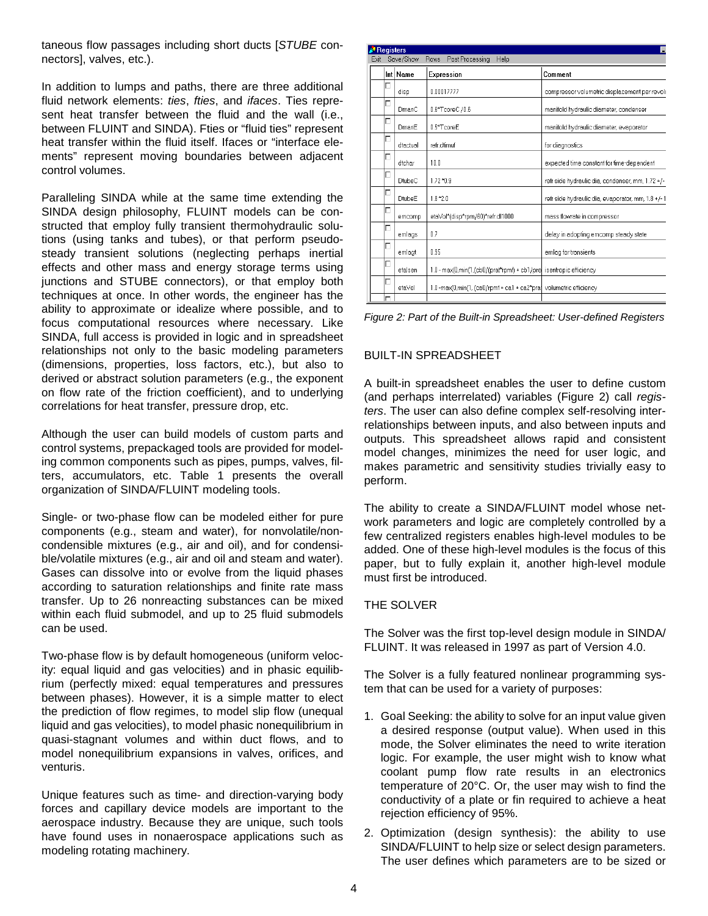taneous flow passages including short ducts [*STUBE* connectors], valves, etc.).

In addition to lumps and paths, there are three additional fluid network elements: *ties*, *fties*, and *ifaces*. Ties represent heat transfer between the fluid and the wall (i.e., between FLUINT and SINDA). Fties or "fluid ties" represent heat transfer within the fluid itself. Ifaces or "interface elements" represent moving boundaries between adjacent control volumes.

Paralleling SINDA while at the same time extending the SINDA design philosophy, FLUINT models can be constructed that employ fully transient thermohydraulic solutions (using tanks and tubes), or that perform pseudo-steady transient solutions (neglecting perhaps inertial effects and other mass and energy storage terms using junctions and STUBE connectors), or that employ both techniques at once. In other words, the engineer has the ability to approximate or idealize where possible, and to focus computational resources where necessary. Like SINDA, full access is provided in logic and in spreadsheet relationships not only to the basic modeling parameters (dimensions, properties, loss factors, etc.), but also to derived or abstract solution parameters (e.g., the exponent on flow rate of the friction coefficient), and to underlying correlations for heat transfer, pressure drop, etc.

Although the user can build models of custom parts and control systems, prepackaged tools are provided for modeling common components such as pipes, pumps, valves, filters, accumulators, etc. Table 1 presents the overall organization of SINDA/FLUINT modeling tools.

Single- or two-phase flow can be modeled either for pure components (e.g., steam and water), for nonvolatile/noncondensible mixtures (e.g., air and oil), and for condensible/volatile mixtures (e.g., air and oil and steam and water). Gases can dissolve into or evolve from the liquid phases according to saturation relationships and finite rate mass transfer. Up to 26 nonreacting substances can be mixed within each fluid submodel, and up to 25 fluid submodels can be used.

Two-phase flow is by default homogeneous (uniform velocity: equal liquid and gas velocities) and in phasic equilibrium (perfectly mixed: equal temperatures and pressures between phases). However, it is a simple matter to elect the prediction of flow regimes, to model slip flow (unequal liquid and gas velocities), to model phasic nonequilibrium in quasi-stagnant volumes and within duct flows, and to model nonequilibrium expansions in valves, orifices, and venturis.

Unique features such as time- and direction-varying body forces and capillary device models are important to the aerospace industry. Because they are unique, such tools have found uses in nonaerospace applications such as modeling rotating machinery.

Registers

Exit Save/Show Rows Post Processing Help

| Int | Name | Expression | Comment |
|---|---|---|---|
| | disp | 0.00017777 | compressor volumetric displacement per revol |
| | DmanC | 0.8*TcoreC / 0.6 | manifold hydraulic diameter, condenser |
| | DmanE | 0.5*TcoreE | manifold hydraulic diameter, evaporator |
| | dtactual | refr.dtimuf | for diagnostics |
| | dtchar | 10.0 | expected time constant for time-dependent |
| | DtubeC | 1.72*0.9 | refr side hydraulic dia, condenser, mm, 1.72 +/- |
| | DtubeE | 1.8*2.0 | refr side hydraulic dia, evaporator, mm, 1.8 +/- 1 |
| | emcomp | etaVol*(disp*rpm/60)*refr.dl1000 | mass flowrate in compressor |
| | emlags | 0.7 | delay in adopting emcomp steady state |
| | emlagt | 0.95 | emlag for transients |
| | etaIsen | 1.0 - max(0,min(1,(cb0/(prat*rpm) + cb1/pra | isentropic efficiency |
| | etaVol | 1.0 -max(0,min(1, (ca0/rpm1 + ca1 + ca2*pra | volumetric efficiency |

*Figure 2: Part of the Built-in Spreadsheet: User-defined Registers*

## BUILT-IN SPREADSHEET

A built-in spreadsheet enables the user to define custom (and perhaps interrelated) variables (Figure 2) call *registers*. The user can also define complex self-resolving interrelationships between inputs, and also between inputs and outputs. This spreadsheet allows rapid and consistent model changes, minimizes the need for user logic, and makes parametric and sensitivity studies trivially easy to perform.

The ability to create a SINDA/FLUINT model whose network parameters and logic are completely controlled by a few centralized registers enables high-level modules to be added. One of these high-level modules is the focus of this paper, but to fully explain it, another high-level module must first be introduced.

## THE SOLVER

The Solver was the first top-level design module in SINDA/FLUINT. It was released in 1997 as part of Version 4.0.

The Solver is a fully featured nonlinear programming system that can be used for a variety of purposes:

1. Goal Seeking: the ability to solve for an input value given a desired response (output value). When used in this mode, the Solver eliminates the need to write iteration logic. For example, the user might wish to know what coolant pump flow rate results in an electronics temperature of 20°C. Or, the user may wish to find the conductivity of a plate or fin required to achieve a heat rejection efficiency of 95%.
2. Optimization (design synthesis): the ability to use SINDA/FLUINT to help size or select design parameters. The user defines which parameters are to be sized or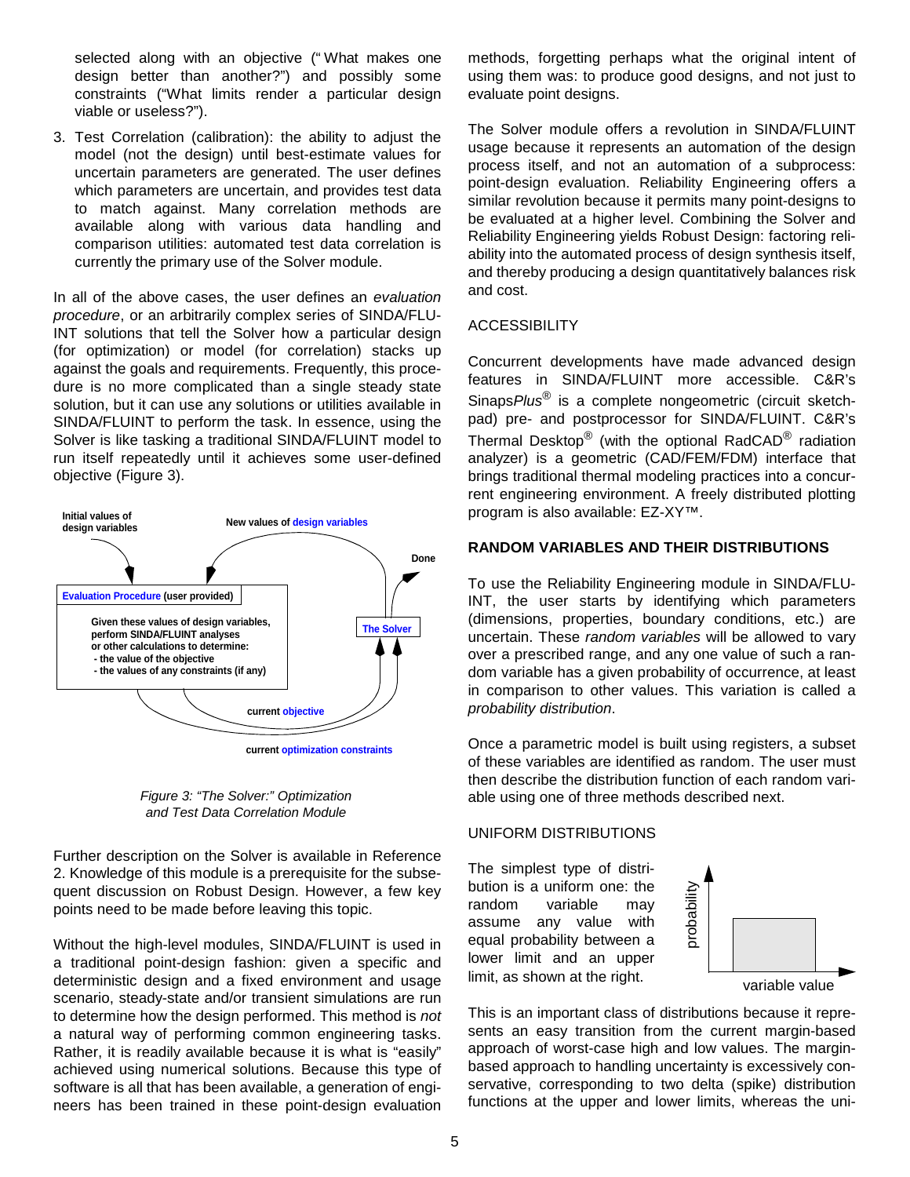selected along with an objective ("What makes one design better than another?") and possibly some constraints ("What limits render a particular design viable or useless?").

3. Test Correlation (calibration): the ability to adjust the model (not the design) until best-estimate values for uncertain parameters are generated. The user defines which parameters are uncertain, and provides test data to match against. Many correlation methods are available along with various data handling and comparison utilities: automated test data correlation is currently the primary use of the Solver module.

In all of the above cases, the user defines an *evaluation procedure*, or an arbitrarily complex series of SINDA/FLUINT solutions that tell the Solver how a particular design (for optimization) or model (for correlation) stacks up against the goals and requirements. Frequently, this procedure is no more complicated than a single steady state solution, but it can use any solutions or utilities available in SINDA/FLUINT to perform the task. In essence, using the Solver is like tasking a traditional SINDA/FLUINT model to run itself repeatedly until it achieves some user-defined objective (Figure 3).

*Figure 3: "The Solver:" Optimization and Test Data Correlation Module*

Further description on the Solver is available in Reference 2. Knowledge of this module is a prerequisite for the subsequent discussion on Robust Design. However, a few key points need to be made before leaving this topic.

Without the high-level modules, SINDA/FLUINT is used in a traditional point-design fashion: given a specific and deterministic design and a fixed environment and usage scenario, steady-state and/or transient simulations are run to determine how the design performed. This method is *not* a natural way of performing common engineering tasks. Rather, it is readily available because it is what is "easily" achieved using numerical solutions. Because this type of software is all that has been available, a generation of engineers has been trained in these point-design evaluation methods, forgetting perhaps what the original intent of using them was: to produce good designs, and not just to evaluate point designs.

The Solver module offers a revolution in SINDA/FLUINT usage because it represents an automation of the design process itself, and not an automation of a subprocess: point-design evaluation. Reliability Engineering offers a similar revolution because it permits many point-designs to be evaluated at a higher level. Combining the Solver and Reliability Engineering yields Robust Design: factoring reliability into the automated process of design synthesis itself, and thereby producing a design quantitatively balances risk and cost.

## ACCESSIBILITY

Concurrent developments have made advanced design features in SINDA/FLUINT more accessible. C&R's Sinaps*Plus*® is a complete nongeometric (circuit sketchpad) pre- and postprocessor for SINDA/FLUINT. C&R's Thermal Desktop® (with the optional RadCAD® radiation analyzer) is a geometric (CAD/FEM/FDM) interface that brings traditional thermal modeling practices into a concurrent engineering environment. A freely distributed plotting program is also available: EZ-XY™.

## RANDOM VARIABLES AND THEIR DISTRIBUTIONS

To use the Reliability Engineering module in SINDA/FLUINT, the user starts by identifying which parameters (dimensions, properties, boundary conditions, etc.) are uncertain. These *random variables* will be allowed to vary over a prescribed range, and any one value of such a random variable has a given probability of occurrence, at least in comparison to other values. This variation is called a *probability distribution*.

Once a parametric model is built using registers, a subset of these variables are identified as random. The user must then describe the distribution function of each random variable using one of three methods described next.

## UNIFORM DISTRIBUTIONS

The simplest type of distribution is a uniform one: the random variable may assume any value with equal probability between a lower limit and an upper limit, as shown at the right.

This is an important class of distributions because it represents an easy transition from the current margin-based approach of worst-case high and low values. The margin-based approach to handling uncertainty is excessively conservative, corresponding to two delta (spike) distribution functions at the upper and lower limits, whereas the uni-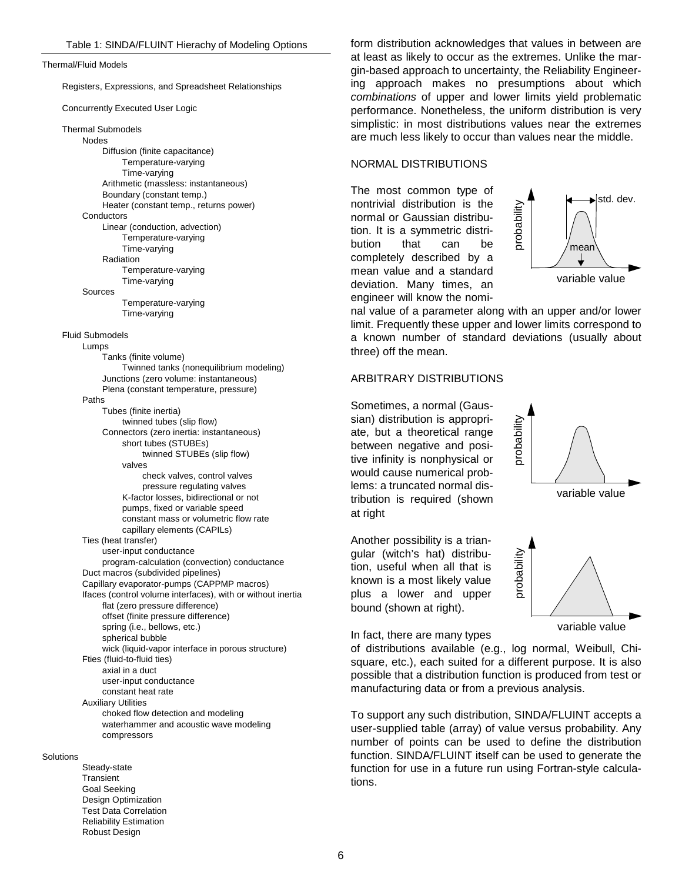Table 1: SINDA/FLUINT Hierachy of Modeling Options

- Thermal/Fluid Models
  - Registers, Expressions, and Spreadsheet Relationships
  - Concurrently Executed User Logic
  - Thermal Submodels
    - Nodes
      - Diffusion (finite capacitance)
        - Temperature-varying
        - Time-varying
      - Arithmetic (massless: instantaneous)
      - Boundary (constant temp.)
      - Heater (constant temp., returns power)
    - Conductors
      - Linear (conduction, advection)
        - Temperature-varying
        - Time-varying
      - Radiation
        - Temperature-varying
        - Time-varying
    - Sources
      - Temperature-varying
      - Time-varying
  - Fluid Submodels
    - Lumps
      - Tanks (finite volume)
        - Twinned tanks (nonequilibrium modeling)
      - Junctions (zero volume: instantaneous)
      - Plena (constant temperature, pressure)
    - Paths
      - Tubes (finite inertia)
        - twinned tubes (slip flow)
      - Connectors (zero inertia: instantaneous)
        - short tubes (STUBEs)
          - twinned STUBEs (slip flow)
        - valves
          - check valves, control valves
          - pressure regulating valves
        - K-factor losses, bidirectional or not
        - pumps, fixed or variable speed
        - constant mass or volumetric flow rate
        - capillary elements (CAPILs)
    - Ties (heat transfer)
      - user-input conductance
      - program-calculation (convection) conductance
    - Duct macros (subdivided pipelines)
    - Capillary evaporator-pumps (CAPPMP macros)
    - Ifaces (control volume interfaces), with or without inertia
      - flat (zero pressure difference)
      - offset (finite pressure difference)
      - spring (i.e., bellows, etc.)
      - spherical bubble
      - wick (liquid-vapor interface in porous structure)
    - Fties (fluid-to-fluid ties)
      - axial in a duct
      - user-input conductance
      - constant heat rate
    - Auxiliary Utilities
      - choked flow detection and modeling
      - waterhammer and acoustic wave modeling
      - compressors
- Solutions
  - Steady-state
  - Transient
  - Goal Seeking
  - Design Optimization
  - Test Data Correlation
  - Reliability Estimation
  - Robust Design

form distribution acknowledges that values in between are at least as likely to occur as the extremes. Unlike the margin-based approach to uncertainty, the Reliability Engineering approach makes no presumptions about which *combinations* of upper and lower limits yield problematic performance. Nonetheless, the uniform distribution is very simplistic: in most distributions values near the extremes are much less likely to occur than values near the middle.

## NORMAL DISTRIBUTIONS

The most common type of nontrivial distribution is the normal or Gaussian distribution. It is a symmetric distribution that can be completely described by a mean value and a standard deviation. Many times, an engineer will know the nominal value of a parameter along with an upper and/or lower limit. Frequently these upper and lower limits correspond to a known number of standard deviations (usually about three) off the mean.

## ARBITRARY DISTRIBUTIONS

Sometimes, a normal (Gaussian) distribution is appropriate, but a theoretical range between negative and positive infinity is nonphysical or would cause numerical problems: a truncated normal distribution is required (shown at right

Another possibility is a triangular (witch's hat) distribution, useful when all that is known is a most likely value plus a lower and upper bound (shown at right).

In fact, there are many types of distributions available (e.g., log normal, Weibull, Chi-square, etc.), each suited for a different purpose. It is also possible that a distribution function is produced from test or manufacturing data or from a previous analysis.

To support any such distribution, SINDA/FLUINT accepts a user-supplied table (array) of value versus probability. Any number of points can be used to define the distribution function. SINDA/FLUINT itself can be used to generate the function for use in a future run using Fortran-style calculations.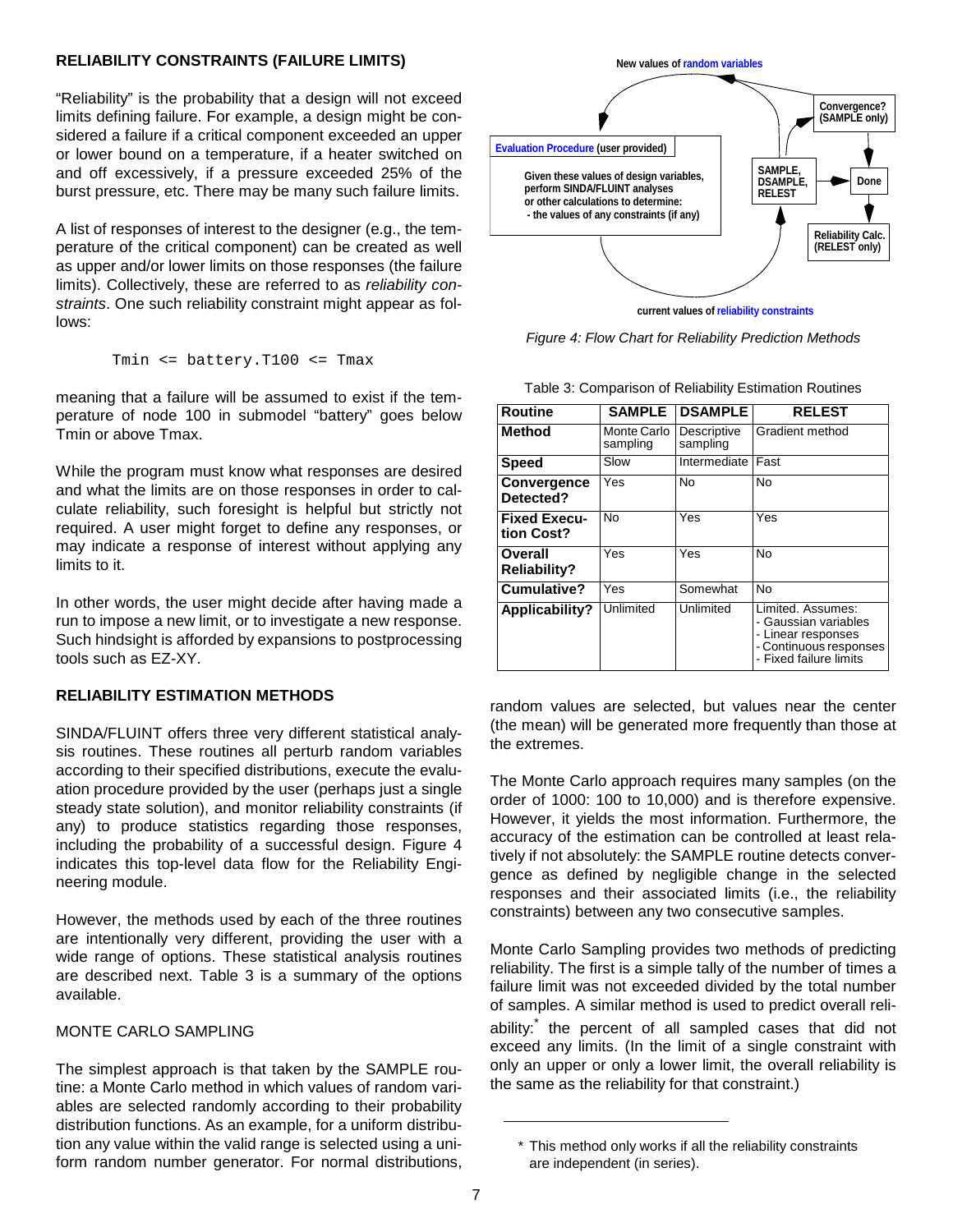## RELIABILITY CONSTRAINTS (FAILURE LIMITS)

"Reliability" is the probability that a design will not exceed limits defining failure. For example, a design might be considered a failure if a critical component exceeded an upper or lower bound on a temperature, if a heater switched on and off excessively, if a pressure exceeded 25% of the burst pressure, etc. There may be many such failure limits.

A list of responses of interest to the designer (e.g., the temperature of the critical component) can be created as well as upper and/or lower limits on those responses (the failure limits). Collectively, these are referred to as *reliability constraints*. One such reliability constraint might appear as follows:

```
Tmin <= battery.T100 <= Tmax
```

meaning that a failure will be assumed to exist if the temperature of node 100 in submodel "battery" goes below Tmin or above Tmax.

While the program must know what responses are desired and what the limits are on those responses in order to calculate reliability, such foresight is helpful but strictly not required. A user might forget to define any responses, or may indicate a response of interest without applying any limits to it.

In other words, the user might decide after having made a run to impose a new limit, or to investigate a new response. Such hindsight is afforded by expansions to postprocessing tools such as EZ-XY.

## RELIABILITY ESTIMATION METHODS

SINDA/FLUINT offers three very different statistical analysis routines. These routines all perturb random variables according to their specified distributions, execute the evaluation procedure provided by the user (perhaps just a single steady state solution), and monitor reliability constraints (if any) to produce statistics regarding those responses, including the probability of a successful design. Figure 4 indicates this top-level data flow for the Reliability Engineering module.

However, the methods used by each of the three routines are intentionally very different, providing the user with a wide range of options. These statistical analysis routines are described next. Table 3 is a summary of the options available.

New values of random variables

Convergence? (SAMPLE only)

Evaluation Procedure (user provided)

Given these values of design variables, perform SINDA/FLUINT analyses or other calculations to determine:
- the values of any constraints (if any)

SAMPLE, DSAMPLE, RELEST

Done

Reliability Calc. (RELEST only)

current values of reliability constraints

*Figure 4: Flow Chart for Reliability Prediction Methods*

Table 3: Comparison of Reliability Estimation Routines

| Routine | SAMPLE | DSAMPLE | RELEST |
|---|---|---|---|
| **Method** | Monte Carlo sampling | Descriptive sampling | Gradient method |
| **Speed** | Slow | Intermediate | Fast |
| **Convergence Detected?** | Yes | No | No |
| **Fixed Execution Cost?** | No | Yes | Yes |
| **Overall Reliability?** | Yes | Yes | No |
| **Cumulative?** | Yes | Somewhat | No |
| **Applicability?** | Unlimited | Unlimited | Limited. Assumes: - Gaussian variables - Linear responses - Continuous responses - Fixed failure limits |

### MONTE CARLO SAMPLING

The simplest approach is that taken by the SAMPLE routine: a Monte Carlo method in which values of random variables are selected randomly according to their probability distribution functions. As an example, for a uniform distribution any value within the valid range is selected using a uniform random number generator. For normal distributions, random values are selected, but values near the center (the mean) will be generated more frequently than those at the extremes.

The Monte Carlo approach requires many samples (on the order of 1000: 100 to 10,000) and is therefore expensive. However, it yields the most information. Furthermore, the accuracy of the estimation can be controlled at least relatively if not absolutely: the SAMPLE routine detects convergence as defined by negligible change in the selected responses and their associated limits (i.e., the reliability constraints) between any two consecutive samples.

Monte Carlo Sampling provides two methods of predicting reliability. The first is a simple tally of the number of times a failure limit was not exceeded divided by the total number of samples. A similar method is used to predict overall reliability:* the percent of all sampled cases that did not exceed any limits. (In the limit of a single constraint with only an upper or only a lower limit, the overall reliability is the same as the reliability for that constraint.)

---

\* This method only works if all the reliability constraints are independent (in series).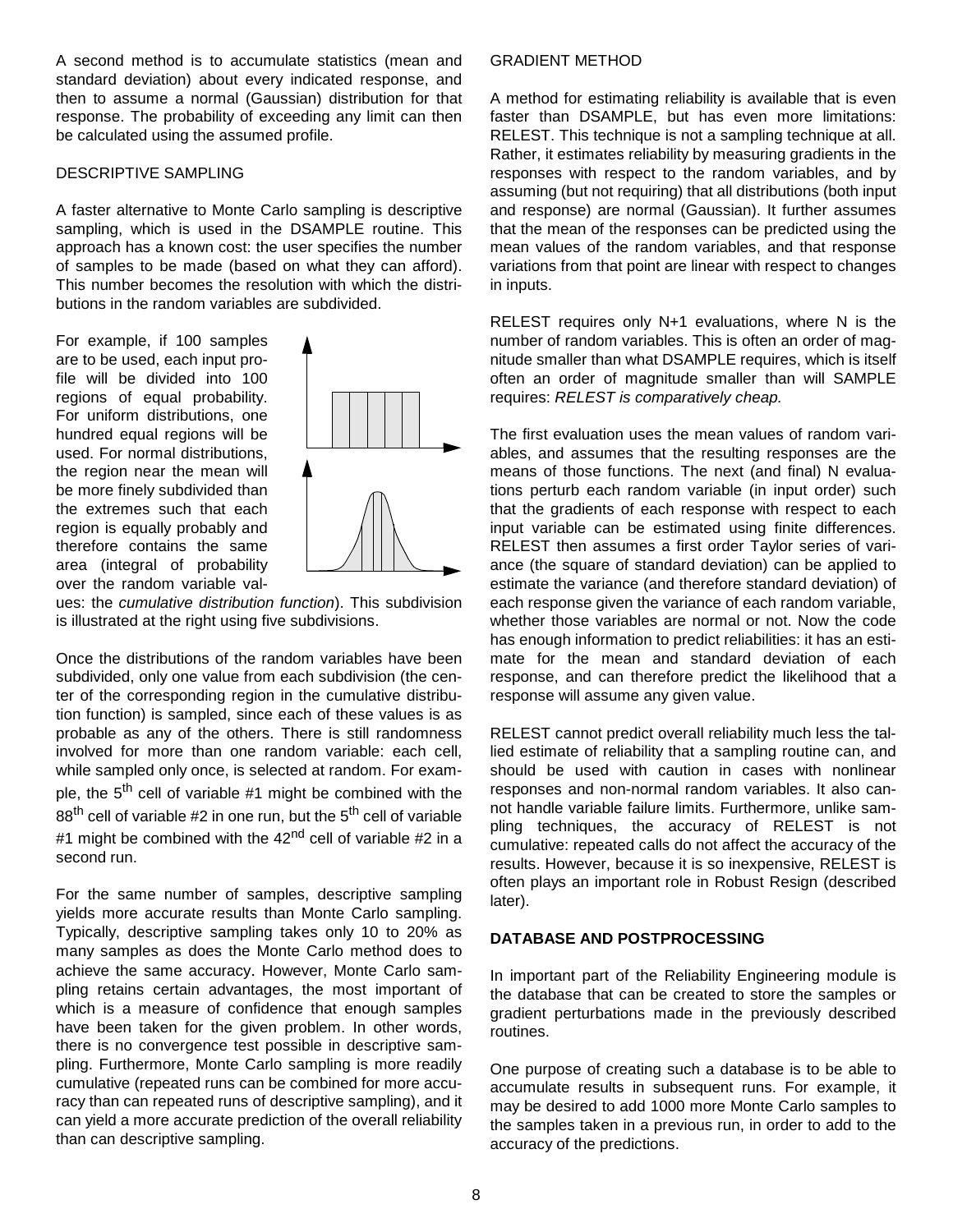A second method is to accumulate statistics (mean and standard deviation) about every indicated response, and then to assume a normal (Gaussian) distribution for that response. The probability of exceeding any limit can then be calculated using the assumed profile.

DESCRIPTIVE SAMPLING

A faster alternative to Monte Carlo sampling is descriptive sampling, which is used in the DSAMPLE routine. This approach has a known cost: the user specifies the number of samples to be made (based on what they can afford). This number becomes the resolution with which the distributions in the random variables are subdivided.

For example, if 100 samples are to be used, each input profile will be divided into 100 regions of equal probability. For uniform distributions, one hundred equal regions will be used. For normal distributions, the region near the mean will be more finely subdivided than the extremes such that each region is equally probably and therefore contains the same area (integral of probability over the random variable values: the *cumulative distribution function*). This subdivision is illustrated at the right using five subdivisions.

Once the distributions of the random variables have been subdivided, only one value from each subdivision (the center of the corresponding region in the cumulative distribution function) is sampled, since each of these values is as probable as any of the others. There is still randomness involved for more than one random variable: each cell, while sampled only once, is selected at random. For example, the 5th cell of variable #1 might be combined with the 88th cell of variable #2 in one run, but the 5th cell of variable #1 might be combined with the 42nd cell of variable #2 in a second run.

For the same number of samples, descriptive sampling yields more accurate results than Monte Carlo sampling. Typically, descriptive sampling takes only 10 to 20% as many samples as does the Monte Carlo method does to achieve the same accuracy. However, Monte Carlo sampling retains certain advantages, the most important of which is a measure of confidence that enough samples have been taken for the given problem. In other words, there is no convergence test possible in descriptive sampling. Furthermore, Monte Carlo sampling is more readily cumulative (repeated runs can be combined for more accuracy than can repeated runs of descriptive sampling), and it can yield a more accurate prediction of the overall reliability than can descriptive sampling.

GRADIENT METHOD

A method for estimating reliability is available that is even faster than DSAMPLE, but has even more limitations: RELEST. This technique is not a sampling technique at all. Rather, it estimates reliability by measuring gradients in the responses with respect to the random variables, and by assuming (but not requiring) that all distributions (both input and response) are normal (Gaussian). It further assumes that the mean of the responses can be predicted using the mean values of the random variables, and that response variations from that point are linear with respect to changes in inputs.

RELEST requires only N+1 evaluations, where N is the number of random variables. This is often an order of magnitude smaller than what DSAMPLE requires, which is itself often an order of magnitude smaller than will SAMPLE requires: *RELEST is comparatively cheap.*

The first evaluation uses the mean values of random variables, and assumes that the resulting responses are the means of those functions. The next (and final) N evaluations perturb each random variable (in input order) such that the gradients of each response with respect to each input variable can be estimated using finite differences. RELEST then assumes a first order Taylor series of variance (the square of standard deviation) can be applied to estimate the variance (and therefore standard deviation) of each response given the variance of each random variable, whether those variables are normal or not. Now the code has enough information to predict reliabilities: it has an estimate for the mean and standard deviation of each response, and can therefore predict the likelihood that a response will assume any given value.

RELEST cannot predict overall reliability much less the tallied estimate of reliability that a sampling routine can, and should be used with caution in cases with nonlinear responses and non-normal random variables. It also cannot handle variable failure limits. Furthermore, unlike sampling techniques, the accuracy of RELEST is not cumulative: repeated calls do not affect the accuracy of the results. However, because it is so inexpensive, RELEST is often plays an important role in Robust Resign (described later).

**DATABASE AND POSTPROCESSING**

In important part of the Reliability Engineering module is the database that can be created to store the samples or gradient perturbations made in the previously described routines.

One purpose of creating such a database is to be able to accumulate results in subsequent runs. For example, it may be desired to add 1000 more Monte Carlo samples to the samples taken in a previous run, in order to add to the accuracy of the predictions.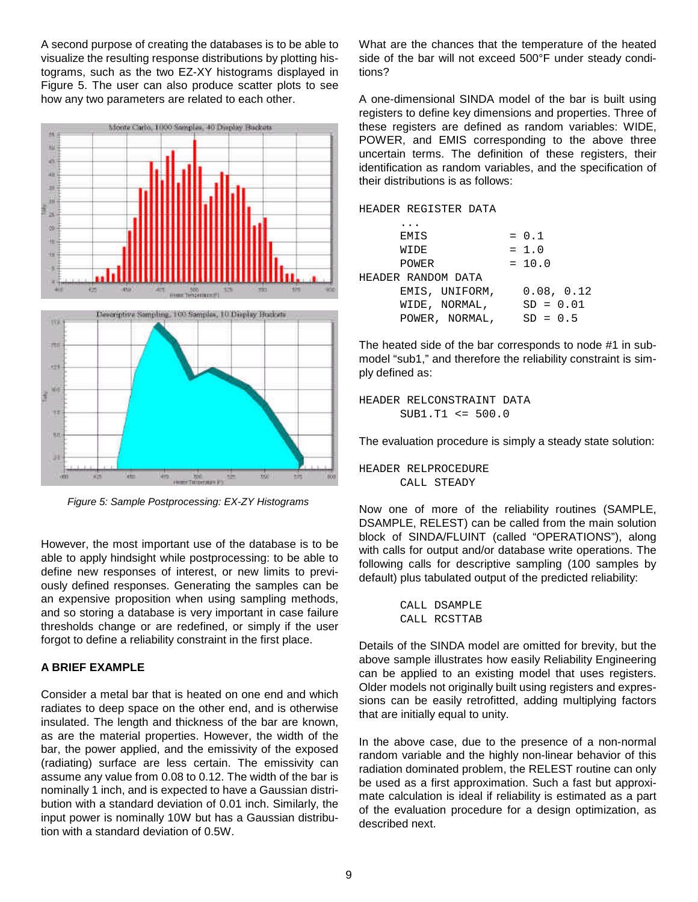A second purpose of creating the databases is to be able to visualize the resulting response distributions by plotting histograms, such as the two EZ-XY histograms displayed in Figure 5. The user can also produce scatter plots to see how any two parameters are related to each other.

*Figure 5: Sample Postprocessing: EX-ZY Histograms*

However, the most important use of the database is to be able to apply hindsight while postprocessing: to be able to define new responses of interest, or new limits to previously defined responses. Generating the samples can be an expensive proposition when using sampling methods, and so storing a database is very important in case failure thresholds change or are redefined, or simply if the user forgot to define a reliability constraint in the first place.

### A BRIEF EXAMPLE

Consider a metal bar that is heated on one end and which radiates to deep space on the other end, and is otherwise insulated. The length and thickness of the bar are known, as are the material properties. However, the width of the bar, the power applied, and the emissivity of the exposed (radiating) surface are less certain. The emissivity can assume any value from 0.08 to 0.12. The width of the bar is nominally 1 inch, and is expected to have a Gaussian distribution with a standard deviation of 0.01 inch. Similarly, the input power is nominally 10W but has a Gaussian distribution with a standard deviation of 0.5W.

What are the chances that the temperature of the heated side of the bar will not exceed 500°F under steady conditions?

A one-dimensional SINDA model of the bar is built using registers to define key dimensions and properties. Three of these registers are defined as random variables: WIDE, POWER, and EMIS corresponding to the above three uncertain terms. The definition of these registers, their identification as random variables, and the specification of their distributions is as follows:

```
HEADER REGISTER DATA
      ...
      EMIS              = 0.1
      WIDE              = 1.0
      POWER             = 10.0
HEADER RANDOM DATA
      EMIS, UNIFORM,      0.08, 0.12
      WIDE, NORMAL,       SD = 0.01
      POWER, NORMAL,      SD = 0.5
```

The heated side of the bar corresponds to node #1 in submodel "sub1," and therefore the reliability constraint is simply defined as:

```
HEADER RELCONSTRAINT DATA
      SUB1.T1 <= 500.0
```

The evaluation procedure is simply a steady state solution:

```
HEADER RELPROCEDURE
      CALL STEADY
```

Now one of more of the reliability routines (SAMPLE, DSAMPLE, RELEST) can be called from the main solution block of SINDA/FLUINT (called "OPERATIONS"), along with calls for output and/or database write operations. The following calls for descriptive sampling (100 samples by default) plus tabulated output of the predicted reliability:

```
      CALL DSAMPLE
      CALL RCSTTAB
```

Details of the SINDA model are omitted for brevity, but the above sample illustrates how easily Reliability Engineering can be applied to an existing model that uses registers. Older models not originally built using registers and expressions can be easily retrofitted, adding multiplying factors that are initially equal to unity.

In the above case, due to the presence of a non-normal random variable and the highly non-linear behavior of this radiation dominated problem, the RELEST routine can only be used as a first approximation. Such a fast but approximate calculation is ideal if reliability is estimated as a part of the evaluation procedure for a design optimization, as described next.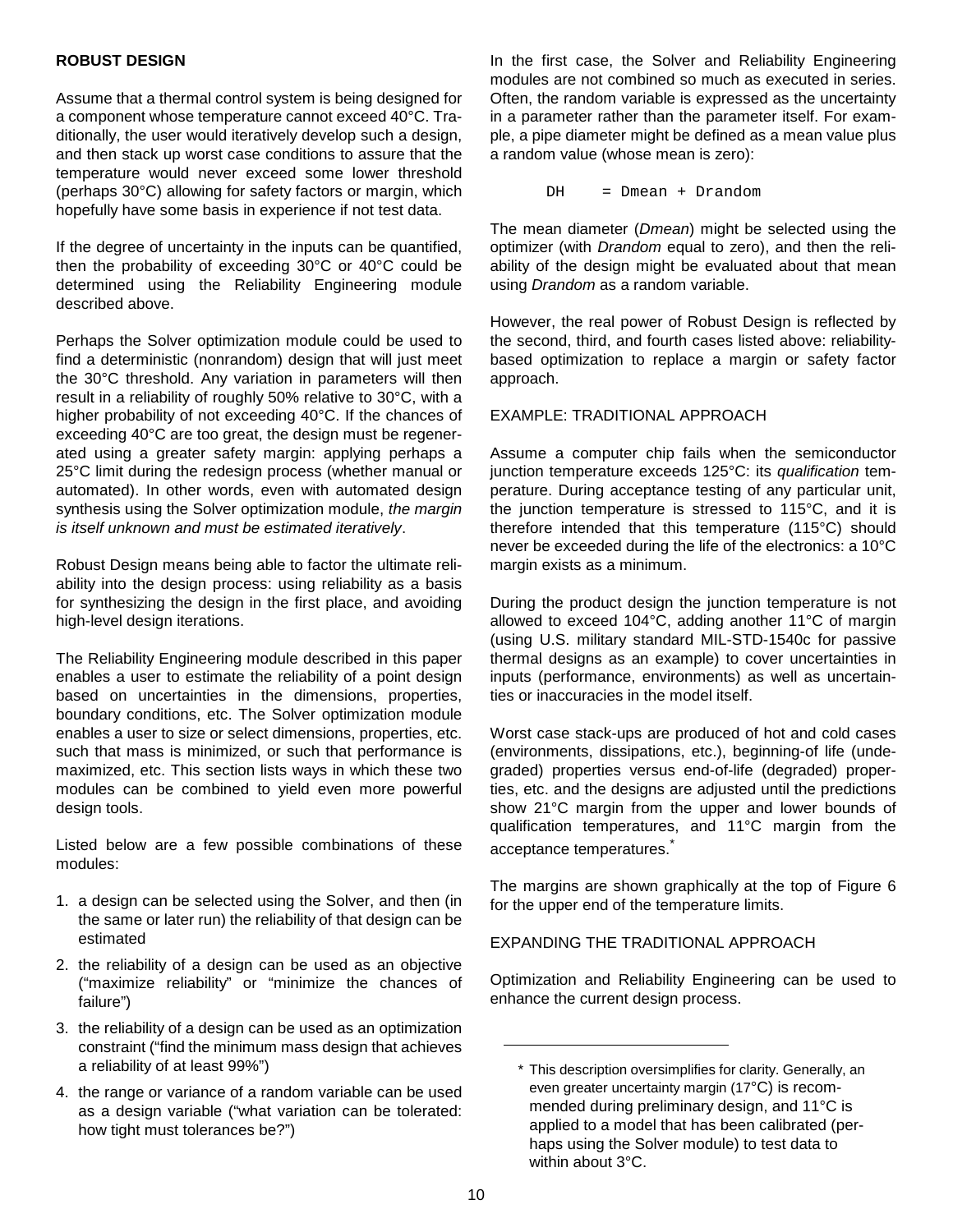## ROBUST DESIGN

Assume that a thermal control system is being designed for a component whose temperature cannot exceed 40°C. Traditionally, the user would iteratively develop such a design, and then stack up worst case conditions to assure that the temperature would never exceed some lower threshold (perhaps 30°C) allowing for safety factors or margin, which hopefully have some basis in experience if not test data.

If the degree of uncertainty in the inputs can be quantified, then the probability of exceeding 30°C or 40°C could be determined using the Reliability Engineering module described above.

Perhaps the Solver optimization module could be used to find a deterministic (nonrandom) design that will just meet the 30°C threshold. Any variation in parameters will then result in a reliability of roughly 50% relative to 30°C, with a higher probability of not exceeding 40°C. If the chances of exceeding 40°C are too great, the design must be regenerated using a greater safety margin: applying perhaps a 25°C limit during the redesign process (whether manual or automated). In other words, even with automated design synthesis using the Solver optimization module, *the margin is itself unknown and must be estimated iteratively*.

Robust Design means being able to factor the ultimate reliability into the design process: using reliability as a basis for synthesizing the design in the first place, and avoiding high-level design iterations.

The Reliability Engineering module described in this paper enables a user to estimate the reliability of a point design based on uncertainties in the dimensions, properties, boundary conditions, etc. The Solver optimization module enables a user to size or select dimensions, properties, etc. such that mass is minimized, or such that performance is maximized, etc. This section lists ways in which these two modules can be combined to yield even more powerful design tools.

Listed below are a few possible combinations of these modules:

1. a design can be selected using the Solver, and then (in the same or later run) the reliability of that design can be estimated
2. the reliability of a design can be used as an objective ("maximize reliability" or "minimize the chances of failure")
3. the reliability of a design can be used as an optimization constraint ("find the minimum mass design that achieves a reliability of at least 99%")
4. the range or variance of a random variable can be used as a design variable ("what variation can be tolerated: how tight must tolerances be?")

In the first case, the Solver and Reliability Engineering modules are not combined so much as executed in series. Often, the random variable is expressed as the uncertainty in a parameter rather than the parameter itself. For example, a pipe diameter might be defined as a mean value plus a random value (whose mean is zero):

```
DH    = Dmean + Drandom
```

The mean diameter (*Dmean*) might be selected using the optimizer (with *Drandom* equal to zero), and then the reliability of the design might be evaluated about that mean using *Drandom* as a random variable.

However, the real power of Robust Design is reflected by the second, third, and fourth cases listed above: reliability-based optimization to replace a margin or safety factor approach.

### EXAMPLE: TRADITIONAL APPROACH

Assume a computer chip fails when the semiconductor junction temperature exceeds 125°C: its *qualification* temperature. During acceptance testing of any particular unit, the junction temperature is stressed to 115°C, and it is therefore intended that this temperature (115°C) should never be exceeded during the life of the electronics: a 10°C margin exists as a minimum.

During the product design the junction temperature is not allowed to exceed 104°C, adding another 11°C of margin (using U.S. military standard MIL-STD-1540c for passive thermal designs as an example) to cover uncertainties in inputs (performance, environments) as well as uncertainties or inaccuracies in the model itself.

Worst case stack-ups are produced of hot and cold cases (environments, dissipations, etc.), beginning-of life (undegraded) properties versus end-of-life (degraded) properties, etc. and the designs are adjusted until the predictions show 21°C margin from the upper and lower bounds of qualification temperatures, and 11°C margin from the acceptance temperatures.*

The margins are shown graphically at the top of Figure 6 for the upper end of the temperature limits.

### EXPANDING THE TRADITIONAL APPROACH

Optimization and Reliability Engineering can be used to enhance the current design process.

---

\* This description oversimplifies for clarity. Generally, an even greater uncertainty margin (17°C) is recommended during preliminary design, and 11°C is applied to a model that has been calibrated (perhaps using the Solver module) to test data to within about 3°C.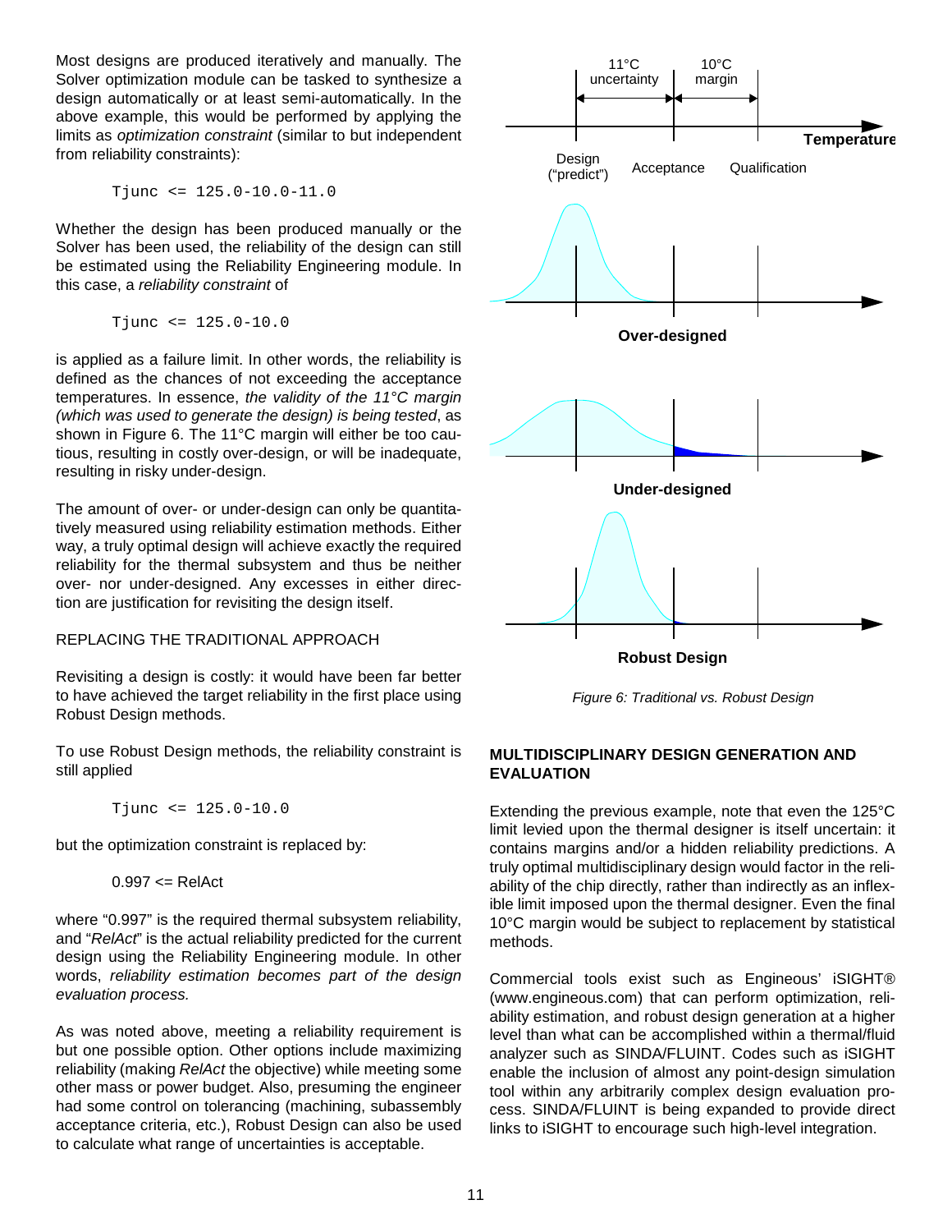Most designs are produced iteratively and manually. The Solver optimization module can be tasked to synthesize a design automatically or at least semi-automatically. In the above example, this would be performed by applying the limits as *optimization constraint* (similar to but independent from reliability constraints):

```
Tjunc <= 125.0-10.0-11.0
```

Whether the design has been produced manually or the Solver has been used, the reliability of the design can still be estimated using the Reliability Engineering module. In this case, a *reliability constraint* of

```
Tjunc <= 125.0-10.0
```

is applied as a failure limit. In other words, the reliability is defined as the chances of not exceeding the acceptance temperatures. In essence, *the validity of the 11°C margin (which was used to generate the design) is being tested*, as shown in Figure 6. The 11°C margin will either be too cautious, resulting in costly over-design, or will be inadequate, resulting in risky under-design.

The amount of over- or under-design can only be quantitatively measured using reliability estimation methods. Either way, a truly optimal design will achieve exactly the required reliability for the thermal subsystem and thus be neither over- nor under-designed. Any excesses in either direction are justification for revisiting the design itself.

REPLACING THE TRADITIONAL APPROACH

Revisiting a design is costly: it would have been far better to have achieved the target reliability in the first place using Robust Design methods.

To use Robust Design methods, the reliability constraint is still applied

```
Tjunc <= 125.0-10.0
```

but the optimization constraint is replaced by:

```
0.997 <= RelAct
```

where "0.997" is the required thermal subsystem reliability, and "*RelAct*" is the actual reliability predicted for the current design using the Reliability Engineering module. In other words, *reliability estimation becomes part of the design evaluation process.*

As was noted above, meeting a reliability requirement is but one possible option. Other options include maximizing reliability (making *RelAct* the objective) while meeting some other mass or power budget. Also, presuming the engineer had some control on tolerancing (machining, subassembly acceptance criteria, etc.), Robust Design can also be used to calculate what range of uncertainties is acceptable.

*Figure 6: Traditional vs. Robust Design*

**MULTIDISCIPLINARY DESIGN GENERATION AND EVALUATION**

Extending the previous example, note that even the 125°C limit levied upon the thermal designer is itself uncertain: it contains margins and/or a hidden reliability predictions. A truly optimal multidisciplinary design would factor in the reliability of the chip directly, rather than indirectly as an inflexible limit imposed upon the thermal designer. Even the final 10°C margin would be subject to replacement by statistical methods.

Commercial tools exist such as Engineous' iSIGHT® (www.engineous.com) that can perform optimization, reliability estimation, and robust design generation at a higher level than what can be accomplished within a thermal/fluid analyzer such as SINDA/FLUINT. Codes such as iSIGHT enable the inclusion of almost any point-design simulation tool within any arbitrarily complex design evaluation process. SINDA/FLUINT is being expanded to provide direct links to iSIGHT to encourage such high-level integration.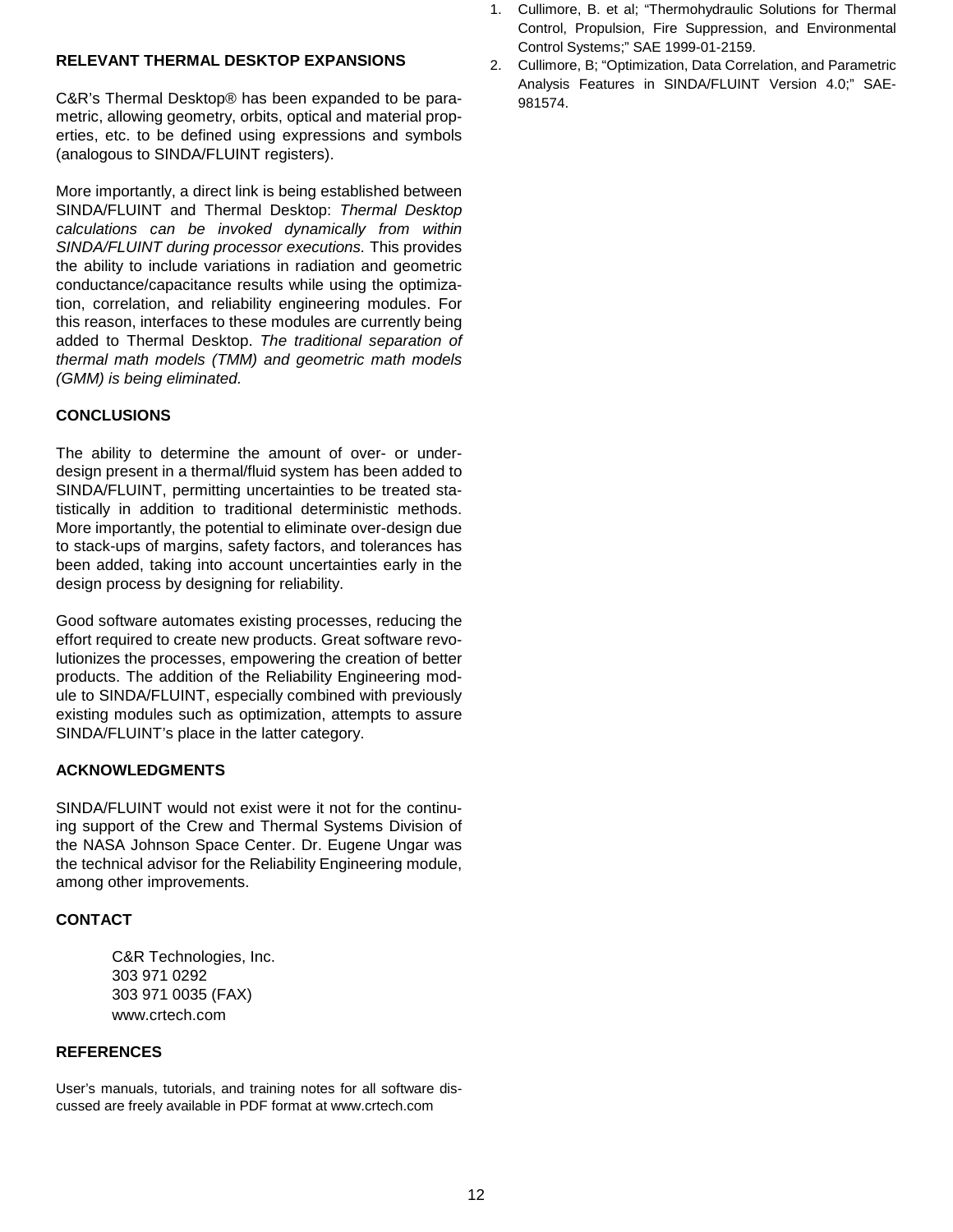## RELEVANT THERMAL DESKTOP EXPANSIONS

C&R's Thermal Desktop® has been expanded to be parametric, allowing geometry, orbits, optical and material properties, etc. to be defined using expressions and symbols (analogous to SINDA/FLUINT registers).

More importantly, a direct link is being established between SINDA/FLUINT and Thermal Desktop: *Thermal Desktop calculations can be invoked dynamically from within SINDA/FLUINT during processor executions.* This provides the ability to include variations in radiation and geometric conductance/capacitance results while using the optimization, correlation, and reliability engineering modules. For this reason, interfaces to these modules are currently being added to Thermal Desktop. *The traditional separation of thermal math models (TMM) and geometric math models (GMM) is being eliminated.*

## CONCLUSIONS

The ability to determine the amount of over- or under-design present in a thermal/fluid system has been added to SINDA/FLUINT, permitting uncertainties to be treated statistically in addition to traditional deterministic methods. More importantly, the potential to eliminate over-design due to stack-ups of margins, safety factors, and tolerances has been added, taking into account uncertainties early in the design process by designing for reliability.

Good software automates existing processes, reducing the effort required to create new products. Great software revolutionizes the processes, empowering the creation of better products. The addition of the Reliability Engineering module to SINDA/FLUINT, especially combined with previously existing modules such as optimization, attempts to assure SINDA/FLUINT's place in the latter category.

## ACKNOWLEDGMENTS

SINDA/FLUINT would not exist were it not for the continuing support of the Crew and Thermal Systems Division of the NASA Johnson Space Center. Dr. Eugene Ungar was the technical advisor for the Reliability Engineering module, among other improvements.

## CONTACT

C&R Technologies, Inc.
303 971 0292
303 971 0035 (FAX)
www.crtech.com

## REFERENCES

User's manuals, tutorials, and training notes for all software discussed are freely available in PDF format at www.crtech.com

1. Cullimore, B. et al; "Thermohydraulic Solutions for Thermal Control, Propulsion, Fire Suppression, and Environmental Control Systems;" SAE 1999-01-2159.
2. Cullimore, B; "Optimization, Data Correlation, and Parametric Analysis Features in SINDA/FLUINT Version 4.0;" SAE-981574.